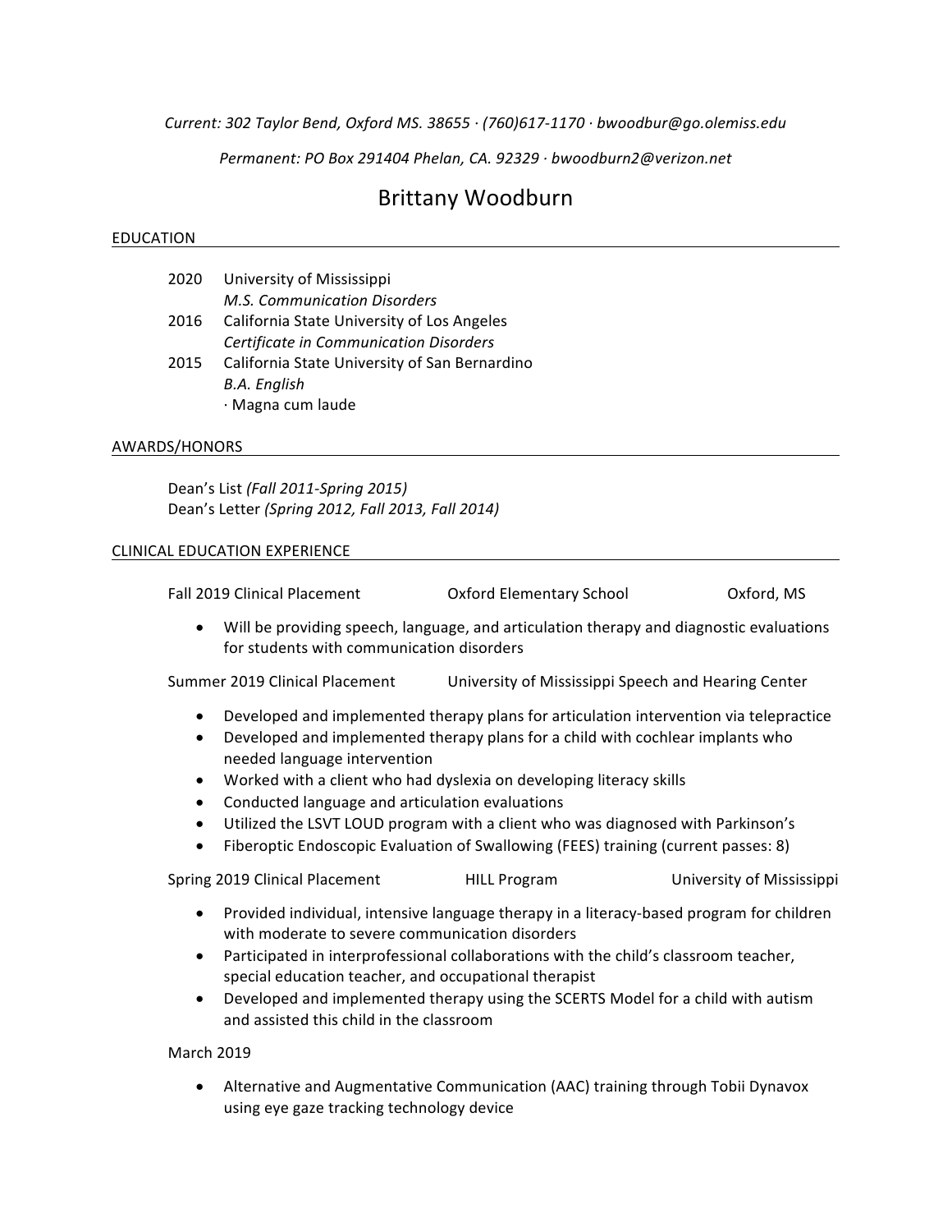*Current: 302 Taylor Bend, Oxford MS. 38655 · (760)617-1170 · bwoodbur@go.olemiss.edu*

*Permanent: PO Box 291404 Phelan, CA. 92329 · bwoodburn2@verizon.net*

# Brittany Woodburn

## EDUCATION

2020 University of Mississippi
*M.S. Communication Disorders*

2016 California State University of Los Angeles
*Certificate in Communication Disorders*

2015 California State University of San Bernardino
*B.A. English*
· Magna cum laude

## AWARDS/HONORS

Dean's List *(Fall 2011-Spring 2015)*
Dean's Letter *(Spring 2012, Fall 2013, Fall 2014)*

## CLINICAL EDUCATION EXPERIENCE

Fall 2019 Clinical Placement — Oxford Elementary School — Oxford, MS

- Will be providing speech, language, and articulation therapy and diagnostic evaluations for students with communication disorders

Summer 2019 Clinical Placement — University of Mississippi Speech and Hearing Center

- Developed and implemented therapy plans for articulation intervention via telepractice
- Developed and implemented therapy plans for a child with cochlear implants who needed language intervention
- Worked with a client who had dyslexia on developing literacy skills
- Conducted language and articulation evaluations
- Utilized the LSVT LOUD program with a client who was diagnosed with Parkinson's
- Fiberoptic Endoscopic Evaluation of Swallowing (FEES) training (current passes: 8)

Spring 2019 Clinical Placement — HILL Program — University of Mississippi

- Provided individual, intensive language therapy in a literacy-based program for children with moderate to severe communication disorders
- Participated in interprofessional collaborations with the child's classroom teacher, special education teacher, and occupational therapist
- Developed and implemented therapy using the SCERTS Model for a child with autism and assisted this child in the classroom

March 2019

- Alternative and Augmentative Communication (AAC) training through Tobii Dynavox using eye gaze tracking technology device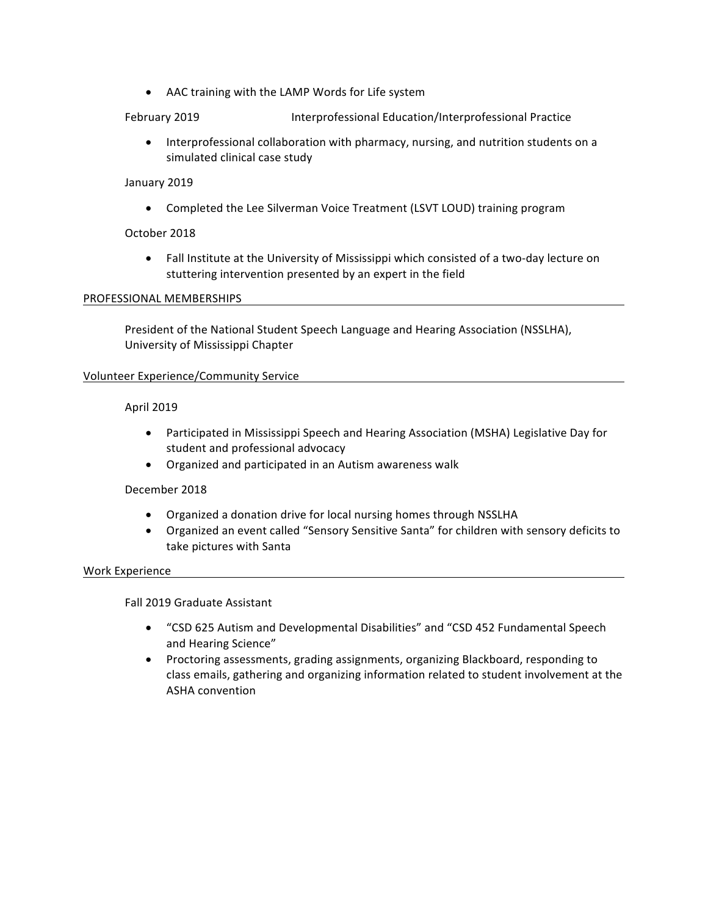- AAC training with the LAMP Words for Life system

February 2019 Interprofessional Education/Interprofessional Practice

- Interprofessional collaboration with pharmacy, nursing, and nutrition students on a simulated clinical case study

January 2019

- Completed the Lee Silverman Voice Treatment (LSVT LOUD) training program

October 2018

- Fall Institute at the University of Mississippi which consisted of a two-day lecture on stuttering intervention presented by an expert in the field

## PROFESSIONAL MEMBERSHIPS

President of the National Student Speech Language and Hearing Association (NSSLHA), University of Mississippi Chapter

## Volunteer Experience/Community Service

April 2019

- Participated in Mississippi Speech and Hearing Association (MSHA) Legislative Day for student and professional advocacy
- Organized and participated in an Autism awareness walk

December 2018

- Organized a donation drive for local nursing homes through NSSLHA
- Organized an event called "Sensory Sensitive Santa" for children with sensory deficits to take pictures with Santa

## Work Experience

Fall 2019 Graduate Assistant

- "CSD 625 Autism and Developmental Disabilities" and "CSD 452 Fundamental Speech and Hearing Science"
- Proctoring assessments, grading assignments, organizing Blackboard, responding to class emails, gathering and organizing information related to student involvement at the ASHA convention